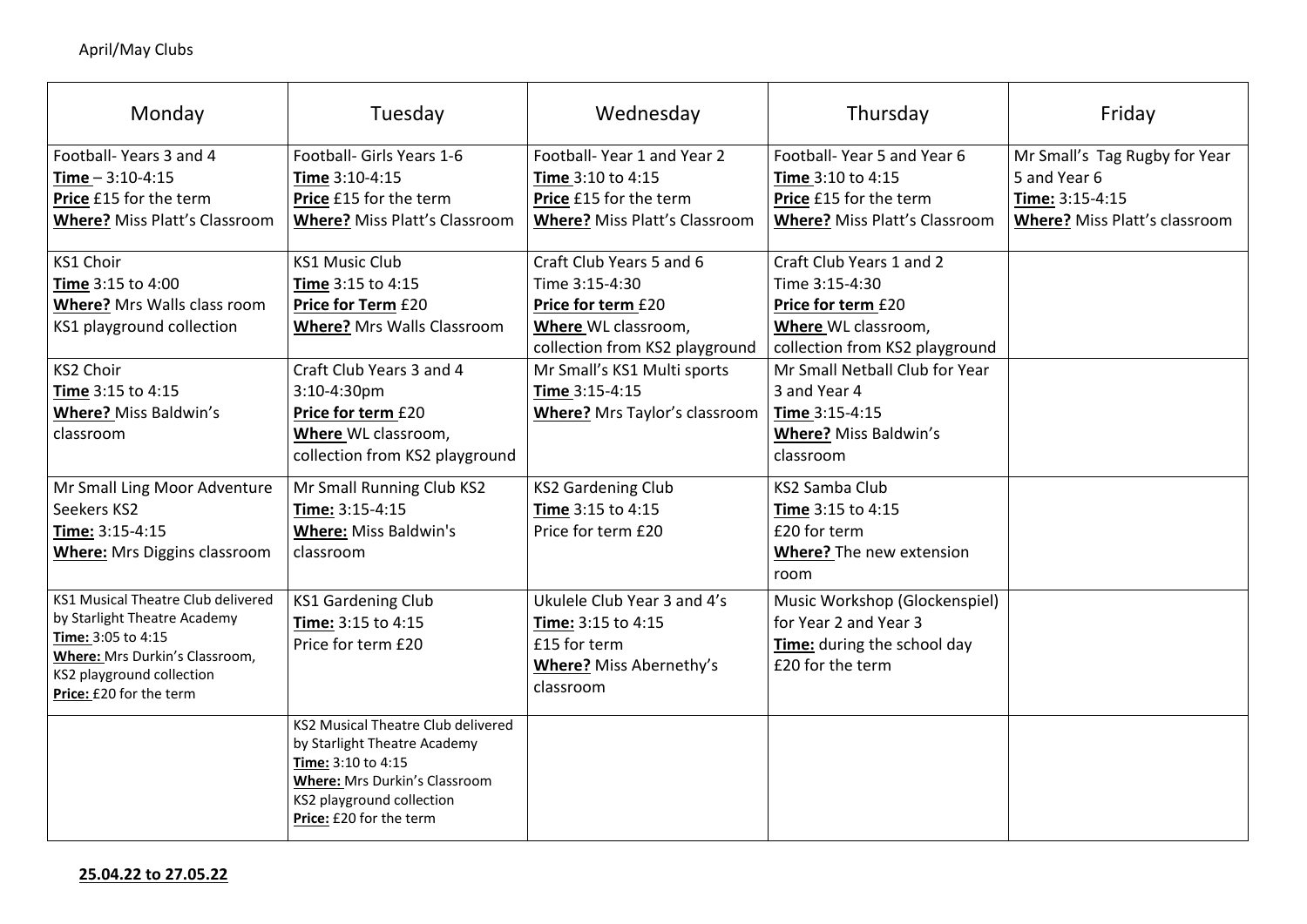April/May Clubs

| Monday | Tuesday | Wednesday | Thursday | Friday |
|---|---|---|---|---|
| Football- Years 3 and 4<br>**Time** – 3:10-4:15<br>**Price** £15 for the term<br>**Where?** Miss Platt's Classroom | Football- Girls Years 1-6<br>**Time** 3:10-4:15<br>**Price** £15 for the term<br>**Where?** Miss Platt's Classroom | Football- Year 1 and Year 2<br>**Time** 3:10 to 4:15<br>**Price** £15 for the term<br>**Where?** Miss Platt's Classroom | Football- Year 5 and Year 6<br>**Time** 3:10 to 4:15<br>**Price** £15 for the term<br>**Where?** Miss Platt's Classroom | Mr Small's Tag Rugby for Year 5 and Year 6<br>**Time:** 3:15-4:15<br>**Where?** Miss Platt's classroom |
| KS1 Choir<br>**Time** 3:15 to 4:00<br>**Where?** Mrs Walls class room<br>KS1 playground collection | KS1 Music Club<br>**Time** 3:15 to 4:15<br>**Price for Term** £20<br>**Where?** Mrs Walls Classroom | Craft Club Years 5 and 6<br>Time 3:15-4:30<br>**Price for term** £20<br>**Where** WL classroom, collection from KS2 playground | Craft Club Years 1 and 2<br>Time 3:15-4:30<br>**Price for term** £20<br>**Where** WL classroom, collection from KS2 playground | |
| KS2 Choir<br>**Time** 3:15 to 4:15<br>**Where?** Miss Baldwin's classroom | Craft Club Years 3 and 4<br>3:10-4:30pm<br>**Price for term** £20<br>**Where** WL classroom, collection from KS2 playground | Mr Small's KS1 Multi sports<br>**Time** 3:15-4:15<br>**Where?** Mrs Taylor's classroom | Mr Small Netball Club for Year 3 and Year 4<br>**Time** 3:15-4:15<br>**Where?** Miss Baldwin's classroom | |
| Mr Small Ling Moor Adventure Seekers KS2<br>**Time:** 3:15-4:15<br>**Where:** Mrs Diggins classroom | Mr Small Running Club KS2<br>**Time:** 3:15-4:15<br>**Where:** Miss Baldwin's classroom | KS2 Gardening Club<br>**Time** 3:15 to 4:15<br>Price for term £20 | KS2 Samba Club<br>**Time** 3:15 to 4:15<br>£20 for term<br>**Where?** The new extension room | |
| KS1 Musical Theatre Club delivered by Starlight Theatre Academy<br>**Time:** 3:05 to 4:15<br>**Where:** Mrs Durkin's Classroom, KS2 playground collection<br>**Price:** £20 for the term | KS1 Gardening Club<br>**Time:** 3:15 to 4:15<br>Price for term £20 | Ukulele Club Year 3 and 4's<br>**Time:** 3:15 to 4:15<br>£15 for term<br>**Where?** Miss Abernethy's classroom | Music Workshop (Glockenspiel) for Year 2 and Year 3<br>**Time:** during the school day<br>£20 for the term | |
| | KS2 Musical Theatre Club delivered by Starlight Theatre Academy<br>**Time:** 3:10 to 4:15<br>**Where:** Mrs Durkin's Classroom<br>KS2 playground collection<br>**Price:** £20 for the term | | | |

**25.04.22 to 27.05.22**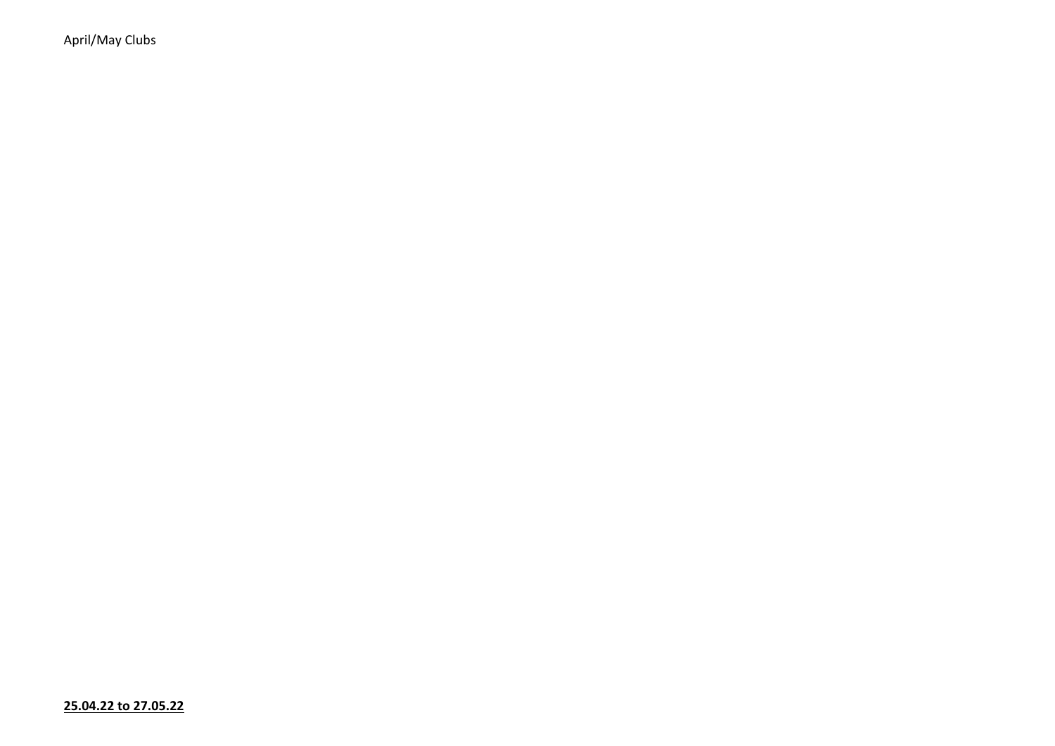April/May Clubs

**<u>25.04.22 to 27.05.22</u>**